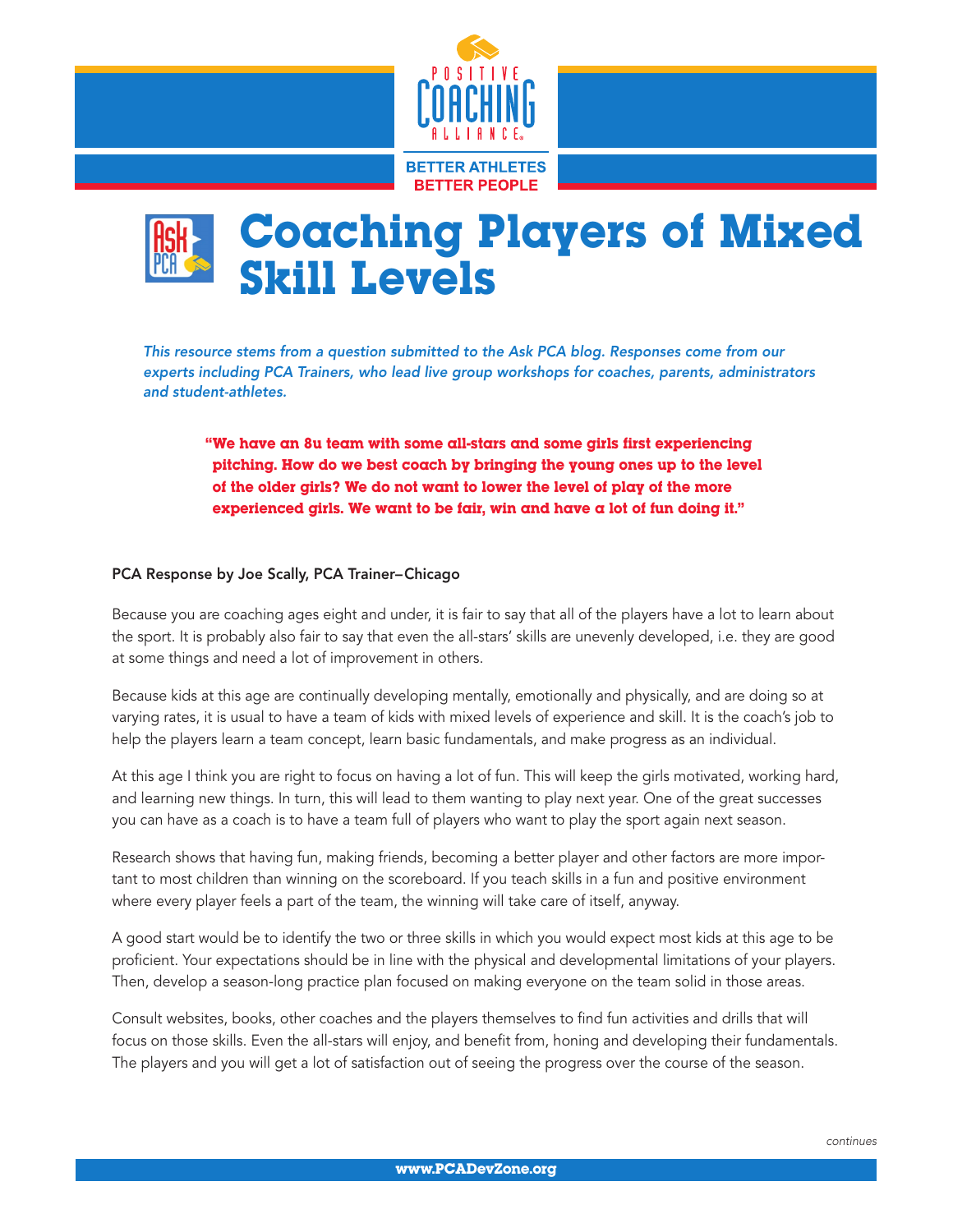POSITIVE COACHING ALLIANCE

BETTER ATHLETES
BETTER PEOPLE

# Coaching Players of Mixed Skill Levels

*This resource stems from a question submitted to the Ask PCA blog. Responses come from our experts including PCA Trainers, who lead live group workshops for coaches, parents, administrators and student-athletes.*

> **"We have an 8u team with some all-stars and some girls first experiencing pitching. How do we best coach by bringing the young ones up to the level of the older girls? We do not want to lower the level of play of the more experienced girls. We want to be fair, win and have a lot of fun doing it."**

**PCA Response by Joe Scally, PCA Trainer–Chicago**

Because you are coaching ages eight and under, it is fair to say that all of the players have a lot to learn about the sport. It is probably also fair to say that even the all-stars' skills are unevenly developed, i.e. they are good at some things and need a lot of improvement in others.

Because kids at this age are continually developing mentally, emotionally and physically, and are doing so at varying rates, it is usual to have a team of kids with mixed levels of experience and skill. It is the coach's job to help the players learn a team concept, learn basic fundamentals, and make progress as an individual.

At this age I think you are right to focus on having a lot of fun. This will keep the girls motivated, working hard, and learning new things. In turn, this will lead to them wanting to play next year. One of the great successes you can have as a coach is to have a team full of players who want to play the sport again next season.

Research shows that having fun, making friends, becoming a better player and other factors are more important to most children than winning on the scoreboard. If you teach skills in a fun and positive environment where every player feels a part of the team, the winning will take care of itself, anyway.

A good start would be to identify the two or three skills in which you would expect most kids at this age to be proficient. Your expectations should be in line with the physical and developmental limitations of your players. Then, develop a season-long practice plan focused on making everyone on the team solid in those areas.

Consult websites, books, other coaches and the players themselves to find fun activities and drills that will focus on those skills. Even the all-stars will enjoy, and benefit from, honing and developing their fundamentals. The players and you will get a lot of satisfaction out of seeing the progress over the course of the season.

*continues*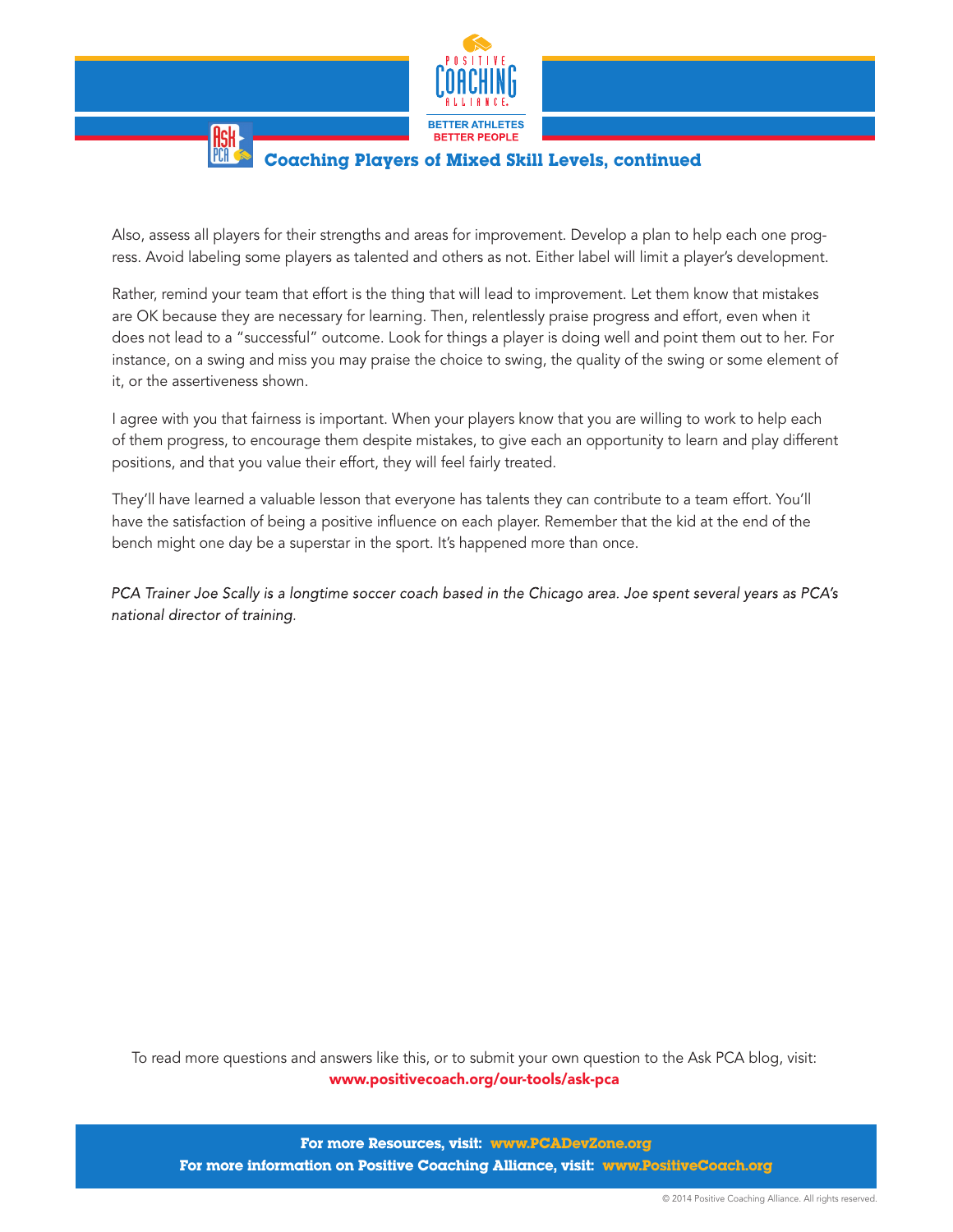## Coaching Players of Mixed Skill Levels, continued

Also, assess all players for their strengths and areas for improvement. Develop a plan to help each one progress. Avoid labeling some players as talented and others as not. Either label will limit a player's development.

Rather, remind your team that effort is the thing that will lead to improvement. Let them know that mistakes are OK because they are necessary for learning. Then, relentlessly praise progress and effort, even when it does not lead to a "successful" outcome. Look for things a player is doing well and point them out to her. For instance, on a swing and miss you may praise the choice to swing, the quality of the swing or some element of it, or the assertiveness shown.

I agree with you that fairness is important. When your players know that you are willing to work to help each of them progress, to encourage them despite mistakes, to give each an opportunity to learn and play different positions, and that you value their effort, they will feel fairly treated.

They'll have learned a valuable lesson that everyone has talents they can contribute to a team effort. You'll have the satisfaction of being a positive influence on each player. Remember that the kid at the end of the bench might one day be a superstar in the sport. It's happened more than once.

*PCA Trainer Joe Scally is a longtime soccer coach based in the Chicago area. Joe spent several years as PCA's national director of training.*

To read more questions and answers like this, or to submit your own question to the Ask PCA blog, visit:
**www.positivecoach.org/our-tools/ask-pca**

**For more Resources, visit: www.PCADevZone.org**
**For more information on Positive Coaching Alliance, visit: www.PositiveCoach.org**

© 2014 Positive Coaching Alliance. All rights reserved.